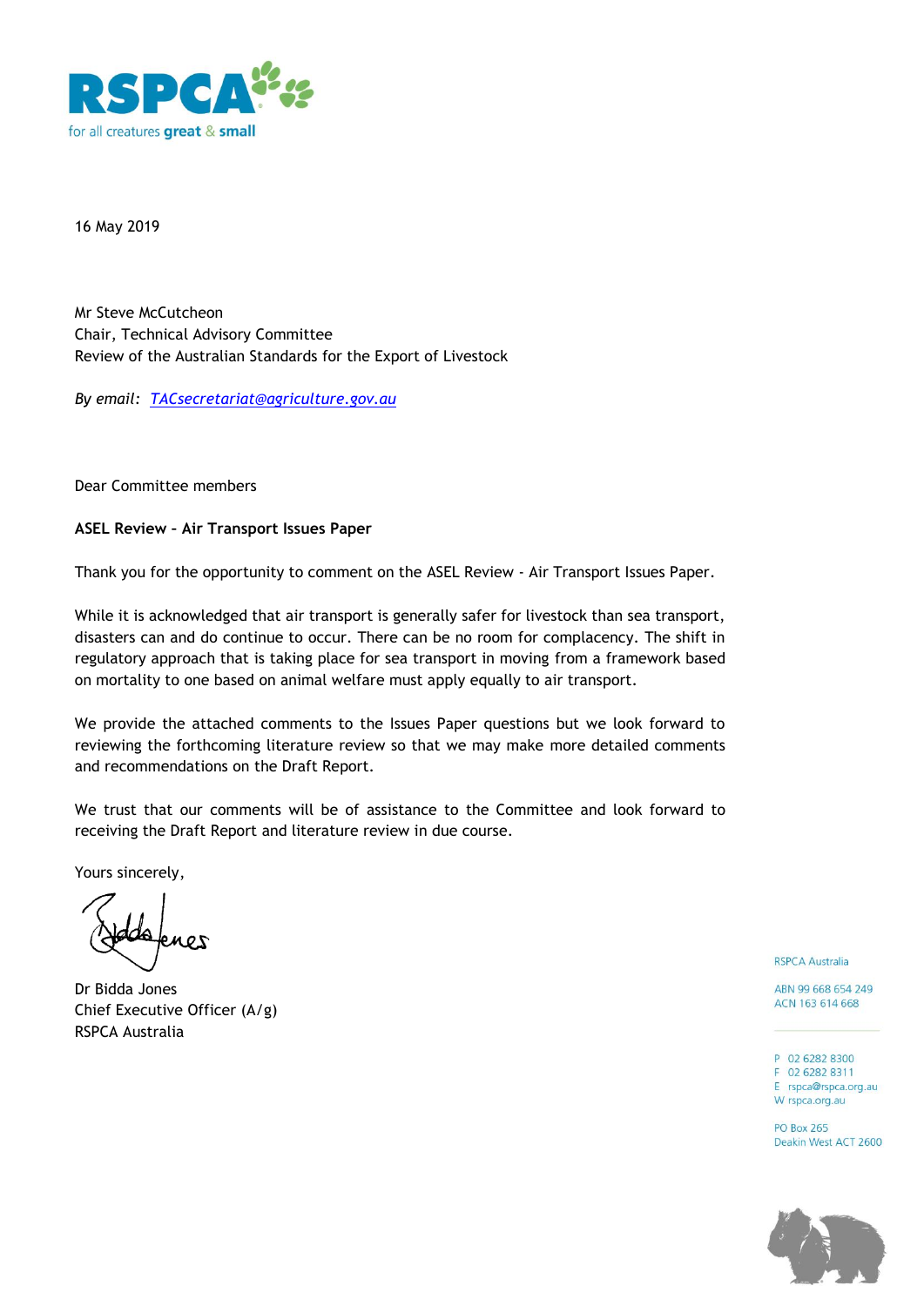RSPCA
for all creatures great & small

16 May 2019

Mr Steve McCutcheon
Chair, Technical Advisory Committee
Review of the Australian Standards for the Export of Livestock

*By email: TACsecretariat@agriculture.gov.au*

Dear Committee members

**ASEL Review – Air Transport Issues Paper**

Thank you for the opportunity to comment on the ASEL Review - Air Transport Issues Paper.

While it is acknowledged that air transport is generally safer for livestock than sea transport, disasters can and do continue to occur. There can be no room for complacency. The shift in regulatory approach that is taking place for sea transport in moving from a framework based on mortality to one based on animal welfare must apply equally to air transport.

We provide the attached comments to the Issues Paper questions but we look forward to reviewing the forthcoming literature review so that we may make more detailed comments and recommendations on the Draft Report.

We trust that our comments will be of assistance to the Committee and look forward to receiving the Draft Report and literature review in due course.

Yours sincerely,

Dr Bidda Jones
Chief Executive Officer (A/g)
RSPCA Australia

RSPCA Australia

ABN 99 668 654 249
ACN 163 614 668

P 02 6282 8300
F 02 6282 8311
E rspca@rspca.org.au
W rspca.org.au

PO Box 265
Deakin West ACT 2600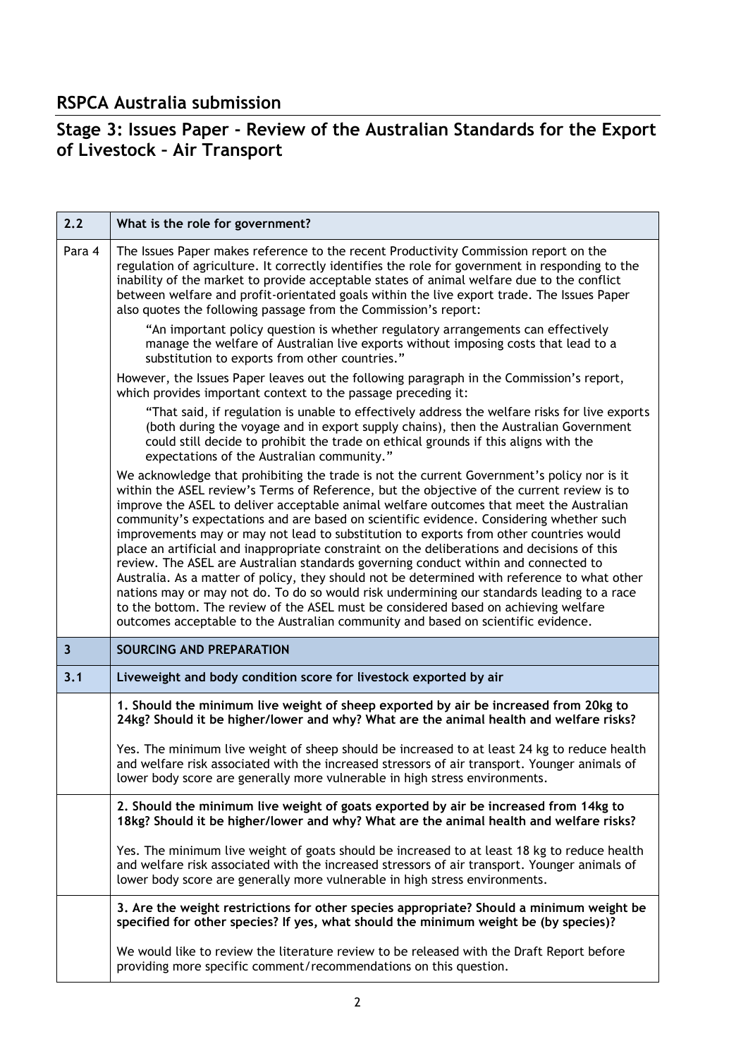## RSPCA Australia submission

## Stage 3: Issues Paper - Review of the Australian Standards for the Export of Livestock – Air Transport

| 2.2 | What is the role for government? |
|---|---|
| Para 4 | The Issues Paper makes reference to the recent Productivity Commission report on the regulation of agriculture. It correctly identifies the role for government in responding to the inability of the market to provide acceptable states of animal welfare due to the conflict between welfare and profit-orientated goals within the live export trade. The Issues Paper also quotes the following passage from the Commission's report:<br><br>"An important policy question is whether regulatory arrangements can effectively manage the welfare of Australian live exports without imposing costs that lead to a substitution to exports from other countries."<br><br>However, the Issues Paper leaves out the following paragraph in the Commission's report, which provides important context to the passage preceding it:<br><br>"That said, if regulation is unable to effectively address the welfare risks for live exports (both during the voyage and in export supply chains), then the Australian Government could still decide to prohibit the trade on ethical grounds if this aligns with the expectations of the Australian community."<br><br>We acknowledge that prohibiting the trade is not the current Government's policy nor is it within the ASEL review's Terms of Reference, but the objective of the current review is to improve the ASEL to deliver acceptable animal welfare outcomes that meet the Australian community's expectations and are based on scientific evidence. Considering whether such improvements may or may not lead to substitution to exports from other countries would place an artificial and inappropriate constraint on the deliberations and decisions of this review. The ASEL are Australian standards governing conduct within and connected to Australia. As a matter of policy, they should not be determined with reference to what other nations may or may not do. To do so would risk undermining our standards leading to a race to the bottom. The review of the ASEL must be considered based on achieving welfare outcomes acceptable to the Australian community and based on scientific evidence. |
| **3** | **SOURCING AND PREPARATION** |
| **3.1** | **Liveweight and body condition score for livestock exported by air** |
| | **1. Should the minimum live weight of sheep exported by air be increased from 20kg to 24kg? Should it be higher/lower and why? What are the animal health and welfare risks?**<br><br>Yes. The minimum live weight of sheep should be increased to at least 24 kg to reduce health and welfare risk associated with the increased stressors of air transport. Younger animals of lower body score are generally more vulnerable in high stress environments. |
| | **2. Should the minimum live weight of goats exported by air be increased from 14kg to 18kg? Should it be higher/lower and why? What are the animal health and welfare risks?**<br><br>Yes. The minimum live weight of goats should be increased to at least 18 kg to reduce health and welfare risk associated with the increased stressors of air transport. Younger animals of lower body score are generally more vulnerable in high stress environments. |
| | **3. Are the weight restrictions for other species appropriate? Should a minimum weight be specified for other species? If yes, what should the minimum weight be (by species)?**<br><br>We would like to review the literature review to be released with the Draft Report before providing more specific comment/recommendations on this question. |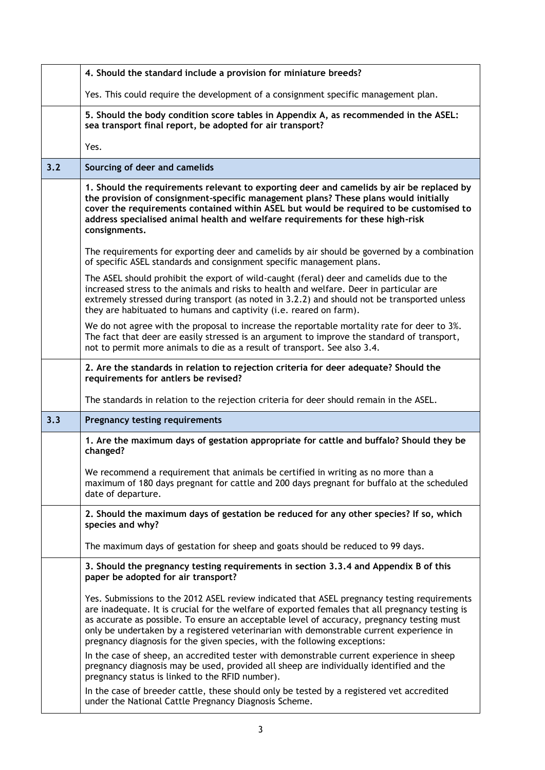| | |
|---|---|
| | **4. Should the standard include a provision for miniature breeds?**<br><br>Yes. This could require the development of a consignment specific management plan. |
| | **5. Should the body condition score tables in Appendix A, as recommended in the ASEL: sea transport final report, be adopted for air transport?**<br><br>Yes. |
| **3.2** | **Sourcing of deer and camelids** |
| | **1. Should the requirements relevant to exporting deer and camelids by air be replaced by the provision of consignment-specific management plans? These plans would initially cover the requirements contained within ASEL but would be required to be customised to address specialised animal health and welfare requirements for these high-risk consignments.**<br><br>The requirements for exporting deer and camelids by air should be governed by a combination of specific ASEL standards and consignment specific management plans.<br><br>The ASEL should prohibit the export of wild-caught (feral) deer and camelids due to the increased stress to the animals and risks to health and welfare. Deer in particular are extremely stressed during transport (as noted in 3.2.2) and should not be transported unless they are habituated to humans and captivity (i.e. reared on farm).<br><br>We do not agree with the proposal to increase the reportable mortality rate for deer to 3%. The fact that deer are easily stressed is an argument to improve the standard of transport, not to permit more animals to die as a result of transport. See also 3.4. |
| | **2. Are the standards in relation to rejection criteria for deer adequate? Should the requirements for antlers be revised?**<br><br>The standards in relation to the rejection criteria for deer should remain in the ASEL. |
| **3.3** | **Pregnancy testing requirements** |
| | **1. Are the maximum days of gestation appropriate for cattle and buffalo? Should they be changed?**<br><br>We recommend a requirement that animals be certified in writing as no more than a maximum of 180 days pregnant for cattle and 200 days pregnant for buffalo at the scheduled date of departure. |
| | **2. Should the maximum days of gestation be reduced for any other species? If so, which species and why?**<br><br>The maximum days of gestation for sheep and goats should be reduced to 99 days. |
| | **3. Should the pregnancy testing requirements in section 3.3.4 and Appendix B of this paper be adopted for air transport?**<br><br>Yes. Submissions to the 2012 ASEL review indicated that ASEL pregnancy testing requirements are inadequate. It is crucial for the welfare of exported females that all pregnancy testing is as accurate as possible. To ensure an acceptable level of accuracy, pregnancy testing must only be undertaken by a registered veterinarian with demonstrable current experience in pregnancy diagnosis for the given species, with the following exceptions:<br><br>In the case of sheep, an accredited tester with demonstrable current experience in sheep pregnancy diagnosis may be used, provided all sheep are individually identified and the pregnancy status is linked to the RFID number).<br><br>In the case of breeder cattle, these should only be tested by a registered vet accredited under the National Cattle Pregnancy Diagnosis Scheme. |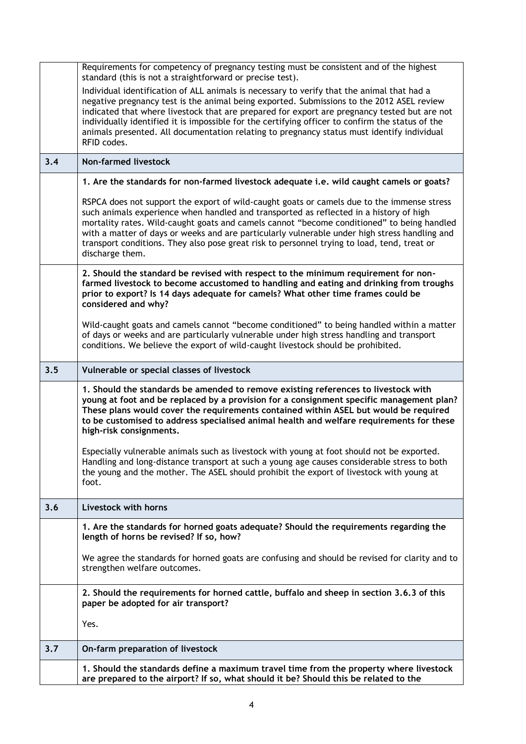| | |
|---|---|
| | Requirements for competency of pregnancy testing must be consistent and of the highest standard (this is not a straightforward or precise test).<br><br>Individual identification of ALL animals is necessary to verify that the animal that had a negative pregnancy test is the animal being exported. Submissions to the 2012 ASEL review indicated that where livestock that are prepared for export are pregnancy tested but are not individually identified it is impossible for the certifying officer to confirm the status of the animals presented. All documentation relating to pregnancy status must identify individual RFID codes. |
| **3.4** | **Non-farmed livestock** |
| | **1. Are the standards for non-farmed livestock adequate i.e. wild caught camels or goats?**<br><br>RSPCA does not support the export of wild-caught goats or camels due to the immense stress such animals experience when handled and transported as reflected in a history of high mortality rates. Wild-caught goats and camels cannot "become conditioned" to being handled with a matter of days or weeks and are particularly vulnerable under high stress handling and transport conditions. They also pose great risk to personnel trying to load, tend, treat or discharge them. |
| | **2. Should the standard be revised with respect to the minimum requirement for non-farmed livestock to become accustomed to handling and eating and drinking from troughs prior to export? Is 14 days adequate for camels? What other time frames could be considered and why?**<br><br>Wild-caught goats and camels cannot "become conditioned" to being handled within a matter of days or weeks and are particularly vulnerable under high stress handling and transport conditions. We believe the export of wild-caught livestock should be prohibited. |
| **3.5** | **Vulnerable or special classes of livestock** |
| | **1. Should the standards be amended to remove existing references to livestock with young at foot and be replaced by a provision for a consignment specific management plan? These plans would cover the requirements contained within ASEL but would be required to be customised to address specialised animal health and welfare requirements for these high-risk consignments.**<br><br>Especially vulnerable animals such as livestock with young at foot should not be exported. Handling and long-distance transport at such a young age causes considerable stress to both the young and the mother. The ASEL should prohibit the export of livestock with young at foot. |
| **3.6** | **Livestock with horns** |
| | **1. Are the standards for horned goats adequate? Should the requirements regarding the length of horns be revised? If so, how?**<br><br>We agree the standards for horned goats are confusing and should be revised for clarity and to strengthen welfare outcomes. |
| | **2. Should the requirements for horned cattle, buffalo and sheep in section 3.6.3 of this paper be adopted for air transport?**<br><br>Yes. |
| **3.7** | **On-farm preparation of livestock** |
| | **1. Should the standards define a maximum travel time from the property where livestock are prepared to the airport? If so, what should it be? Should this be related to the** |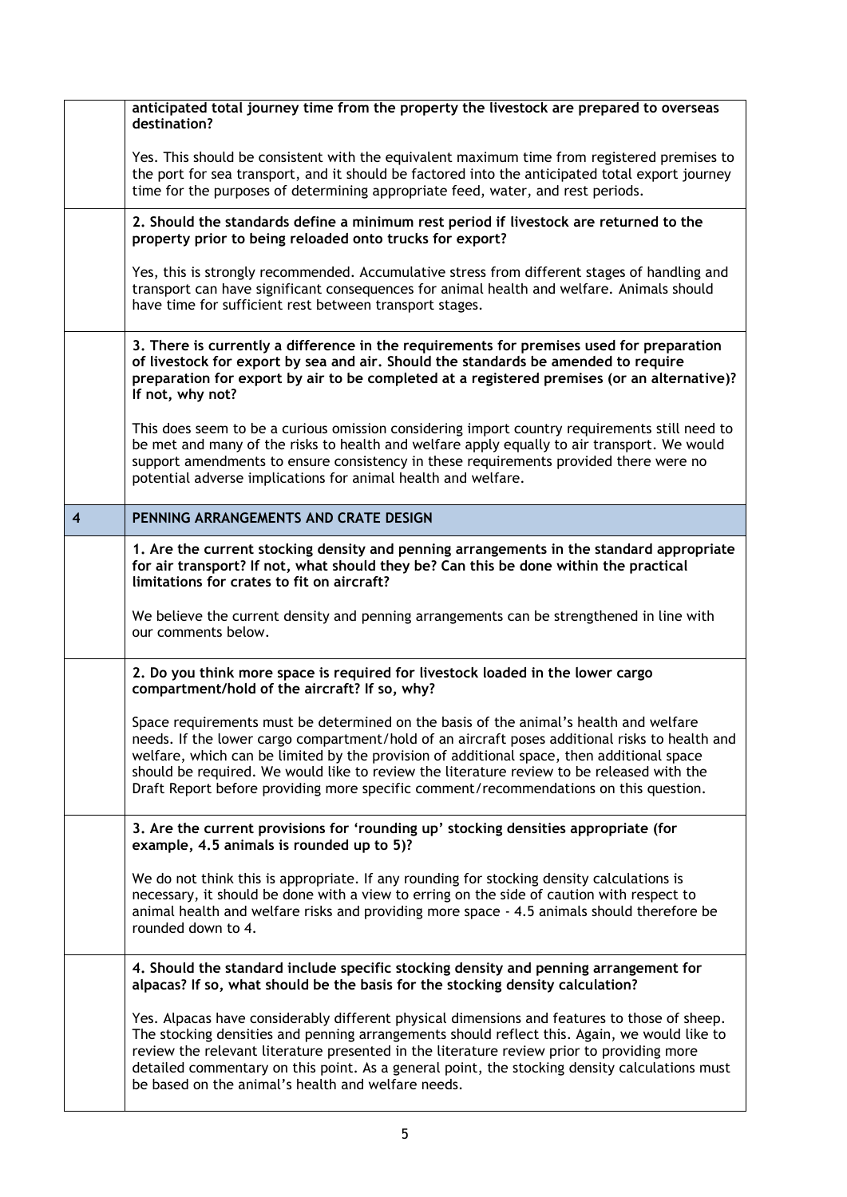| | |
|---|---|
| | **anticipated total journey time from the property the livestock are prepared to overseas destination?**<br><br>Yes. This should be consistent with the equivalent maximum time from registered premises to the port for sea transport, and it should be factored into the anticipated total export journey time for the purposes of determining appropriate feed, water, and rest periods. |
| | **2. Should the standards define a minimum rest period if livestock are returned to the property prior to being reloaded onto trucks for export?**<br><br>Yes, this is strongly recommended. Accumulative stress from different stages of handling and transport can have significant consequences for animal health and welfare. Animals should have time for sufficient rest between transport stages. |
| | **3. There is currently a difference in the requirements for premises used for preparation of livestock for export by sea and air. Should the standards be amended to require preparation for export by air to be completed at a registered premises (or an alternative)? If not, why not?**<br><br>This does seem to be a curious omission considering import country requirements still need to be met and many of the risks to health and welfare apply equally to air transport. We would support amendments to ensure consistency in these requirements provided there were no potential adverse implications for animal health and welfare. |
| **4** | **PENNING ARRANGEMENTS AND CRATE DESIGN** |
| | **1. Are the current stocking density and penning arrangements in the standard appropriate for air transport? If not, what should they be? Can this be done within the practical limitations for crates to fit on aircraft?**<br><br>We believe the current density and penning arrangements can be strengthened in line with our comments below. |
| | **2. Do you think more space is required for livestock loaded in the lower cargo compartment/hold of the aircraft? If so, why?**<br><br>Space requirements must be determined on the basis of the animal's health and welfare needs. If the lower cargo compartment/hold of an aircraft poses additional risks to health and welfare, which can be limited by the provision of additional space, then additional space should be required. We would like to review the literature review to be released with the Draft Report before providing more specific comment/recommendations on this question. |
| | **3. Are the current provisions for 'rounding up' stocking densities appropriate (for example, 4.5 animals is rounded up to 5)?**<br><br>We do not think this is appropriate. If any rounding for stocking density calculations is necessary, it should be done with a view to erring on the side of caution with respect to animal health and welfare risks and providing more space - 4.5 animals should therefore be rounded down to 4. |
| | **4. Should the standard include specific stocking density and penning arrangement for alpacas? If so, what should be the basis for the stocking density calculation?**<br><br>Yes. Alpacas have considerably different physical dimensions and features to those of sheep. The stocking densities and penning arrangements should reflect this. Again, we would like to review the relevant literature presented in the literature review prior to providing more detailed commentary on this point. As a general point, the stocking density calculations must be based on the animal's health and welfare needs. |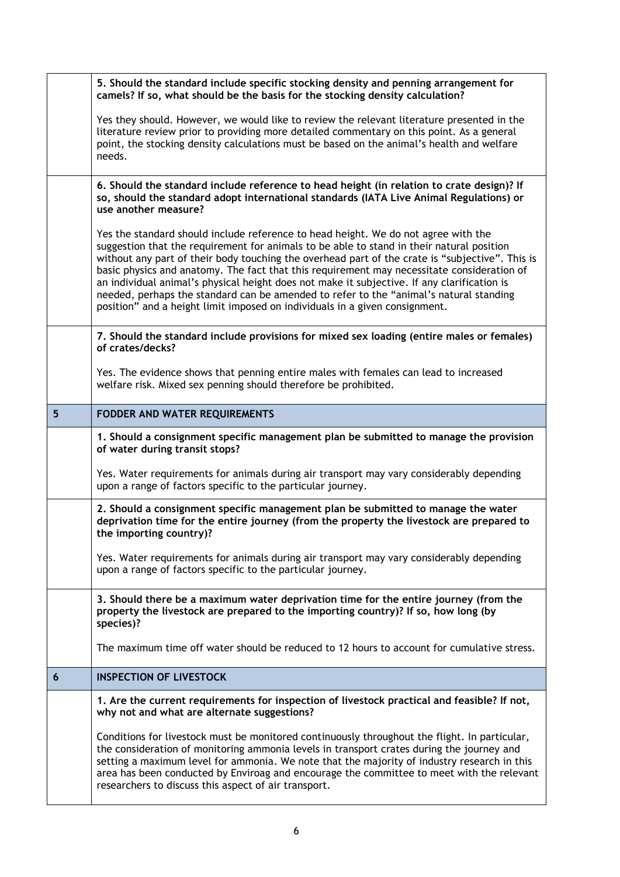| | |
|---|---|
| | **5. Should the standard include specific stocking density and penning arrangement for camels? If so, what should be the basis for the stocking density calculation?**<br><br>Yes they should. However, we would like to review the relevant literature presented in the literature review prior to providing more detailed commentary on this point. As a general point, the stocking density calculations must be based on the animal's health and welfare needs. |
| | **6. Should the standard include reference to head height (in relation to crate design)? If so, should the standard adopt international standards (IATA Live Animal Regulations) or use another measure?**<br><br>Yes the standard should include reference to head height. We do not agree with the suggestion that the requirement for animals to be able to stand in their natural position without any part of their body touching the overhead part of the crate is "subjective". This is basic physics and anatomy. The fact that this requirement may necessitate consideration of an individual animal's physical height does not make it subjective. If any clarification is needed, perhaps the standard can be amended to refer to the "animal's natural standing position" and a height limit imposed on individuals in a given consignment. |
| | **7. Should the standard include provisions for mixed sex loading (entire males or females) of crates/decks?**<br><br>Yes. The evidence shows that penning entire males with females can lead to increased welfare risk. Mixed sex penning should therefore be prohibited. |
| **5** | **FODDER AND WATER REQUIREMENTS** |
| | **1. Should a consignment specific management plan be submitted to manage the provision of water during transit stops?**<br><br>Yes. Water requirements for animals during air transport may vary considerably depending upon a range of factors specific to the particular journey. |
| | **2. Should a consignment specific management plan be submitted to manage the water deprivation time for the entire journey (from the property the livestock are prepared to the importing country)?**<br><br>Yes. Water requirements for animals during air transport may vary considerably depending upon a range of factors specific to the particular journey. |
| | **3. Should there be a maximum water deprivation time for the entire journey (from the property the livestock are prepared to the importing country)? If so, how long (by species)?**<br><br>The maximum time off water should be reduced to 12 hours to account for cumulative stress. |
| **6** | **INSPECTION OF LIVESTOCK** |
| | **1. Are the current requirements for inspection of livestock practical and feasible? If not, why not and what are alternate suggestions?**<br><br>Conditions for livestock must be monitored continuously throughout the flight. In particular, the consideration of monitoring ammonia levels in transport crates during the journey and setting a maximum level for ammonia. We note that the majority of industry research in this area has been conducted by Enviroag and encourage the committee to meet with the relevant researchers to discuss this aspect of air transport. |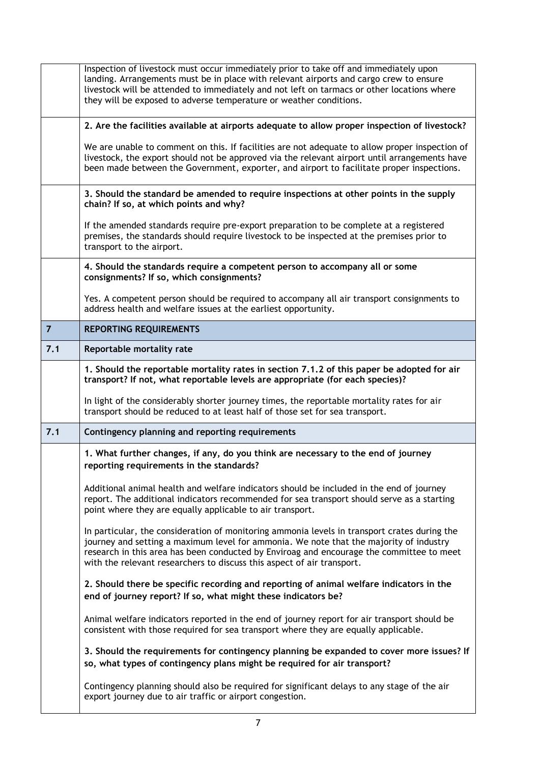| | |
|---|---|
| | Inspection of livestock must occur immediately prior to take off and immediately upon landing. Arrangements must be in place with relevant airports and cargo crew to ensure livestock will be attended to immediately and not left on tarmacs or other locations where they will be exposed to adverse temperature or weather conditions. |
| | **2. Are the facilities available at airports adequate to allow proper inspection of livestock?**<br><br>We are unable to comment on this. If facilities are not adequate to allow proper inspection of livestock, the export should not be approved via the relevant airport until arrangements have been made between the Government, exporter, and airport to facilitate proper inspections. |
| | **3. Should the standard be amended to require inspections at other points in the supply chain? If so, at which points and why?**<br><br>If the amended standards require pre-export preparation to be complete at a registered premises, the standards should require livestock to be inspected at the premises prior to transport to the airport. |
| | **4. Should the standards require a competent person to accompany all or some consignments? If so, which consignments?**<br><br>Yes. A competent person should be required to accompany all air transport consignments to address health and welfare issues at the earliest opportunity. |
| **7** | **REPORTING REQUIREMENTS** |
| **7.1** | **Reportable mortality rate** |
| | **1. Should the reportable mortality rates in section 7.1.2 of this paper be adopted for air transport? If not, what reportable levels are appropriate (for each species)?**<br><br>In light of the considerably shorter journey times, the reportable mortality rates for air transport should be reduced to at least half of those set for sea transport. |
| **7.1** | **Contingency planning and reporting requirements** |
| | **1. What further changes, if any, do you think are necessary to the end of journey reporting requirements in the standards?**<br><br>Additional animal health and welfare indicators should be included in the end of journey report. The additional indicators recommended for sea transport should serve as a starting point where they are equally applicable to air transport.<br><br>In particular, the consideration of monitoring ammonia levels in transport crates during the journey and setting a maximum level for ammonia. We note that the majority of industry research in this area has been conducted by Enviroag and encourage the committee to meet with the relevant researchers to discuss this aspect of air transport.<br><br>**2. Should there be specific recording and reporting of animal welfare indicators in the end of journey report? If so, what might these indicators be?**<br><br>Animal welfare indicators reported in the end of journey report for air transport should be consistent with those required for sea transport where they are equally applicable.<br><br>**3. Should the requirements for contingency planning be expanded to cover more issues? If so, what types of contingency plans might be required for air transport?**<br><br>Contingency planning should also be required for significant delays to any stage of the air export journey due to air traffic or airport congestion. |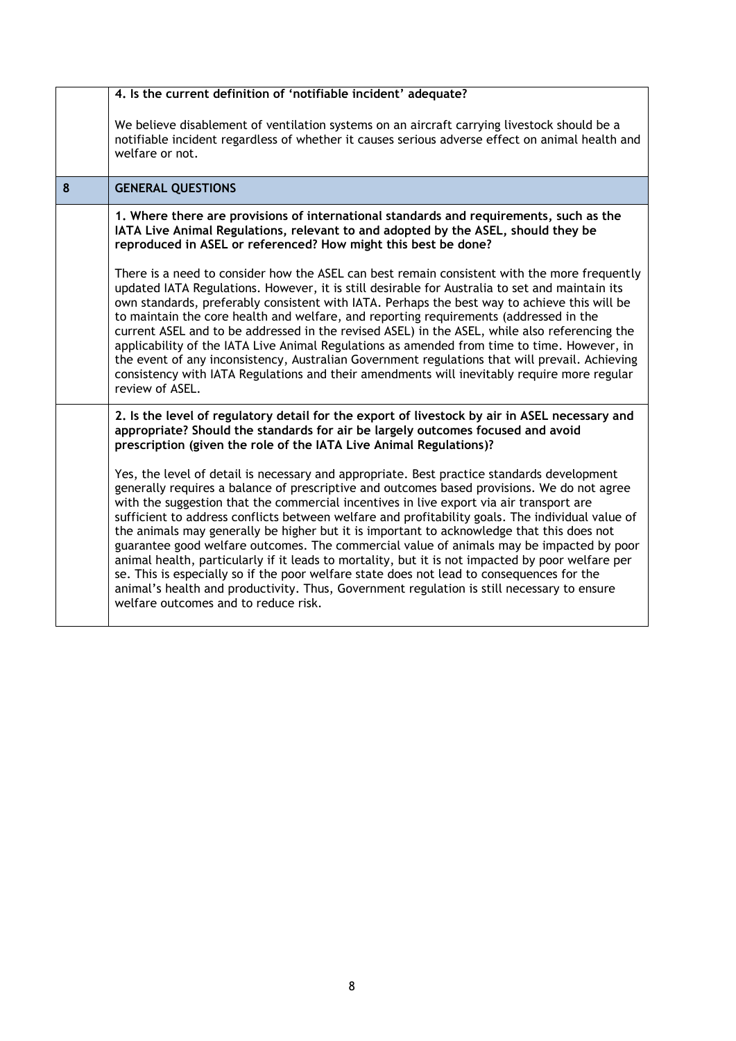| | |
|---|---|
| | **4. Is the current definition of 'notifiable incident' adequate?**<br><br>We believe disablement of ventilation systems on an aircraft carrying livestock should be a notifiable incident regardless of whether it causes serious adverse effect on animal health and welfare or not. |
| **8** | **GENERAL QUESTIONS** |
| | **1. Where there are provisions of international standards and requirements, such as the IATA Live Animal Regulations, relevant to and adopted by the ASEL, should they be reproduced in ASEL or referenced? How might this best be done?**<br><br>There is a need to consider how the ASEL can best remain consistent with the more frequently updated IATA Regulations. However, it is still desirable for Australia to set and maintain its own standards, preferably consistent with IATA. Perhaps the best way to achieve this will be to maintain the core health and welfare, and reporting requirements (addressed in the current ASEL and to be addressed in the revised ASEL) in the ASEL, while also referencing the applicability of the IATA Live Animal Regulations as amended from time to time. However, in the event of any inconsistency, Australian Government regulations that will prevail. Achieving consistency with IATA Regulations and their amendments will inevitably require more regular review of ASEL. |
| | **2. Is the level of regulatory detail for the export of livestock by air in ASEL necessary and appropriate? Should the standards for air be largely outcomes focused and avoid prescription (given the role of the IATA Live Animal Regulations)?**<br><br>Yes, the level of detail is necessary and appropriate. Best practice standards development generally requires a balance of prescriptive and outcomes based provisions. We do not agree with the suggestion that the commercial incentives in live export via air transport are sufficient to address conflicts between welfare and profitability goals. The individual value of the animals may generally be higher but it is important to acknowledge that this does not guarantee good welfare outcomes. The commercial value of animals may be impacted by poor animal health, particularly if it leads to mortality, but it is not impacted by poor welfare per se. This is especially so if the poor welfare state does not lead to consequences for the animal's health and productivity. Thus, Government regulation is still necessary to ensure welfare outcomes and to reduce risk. |